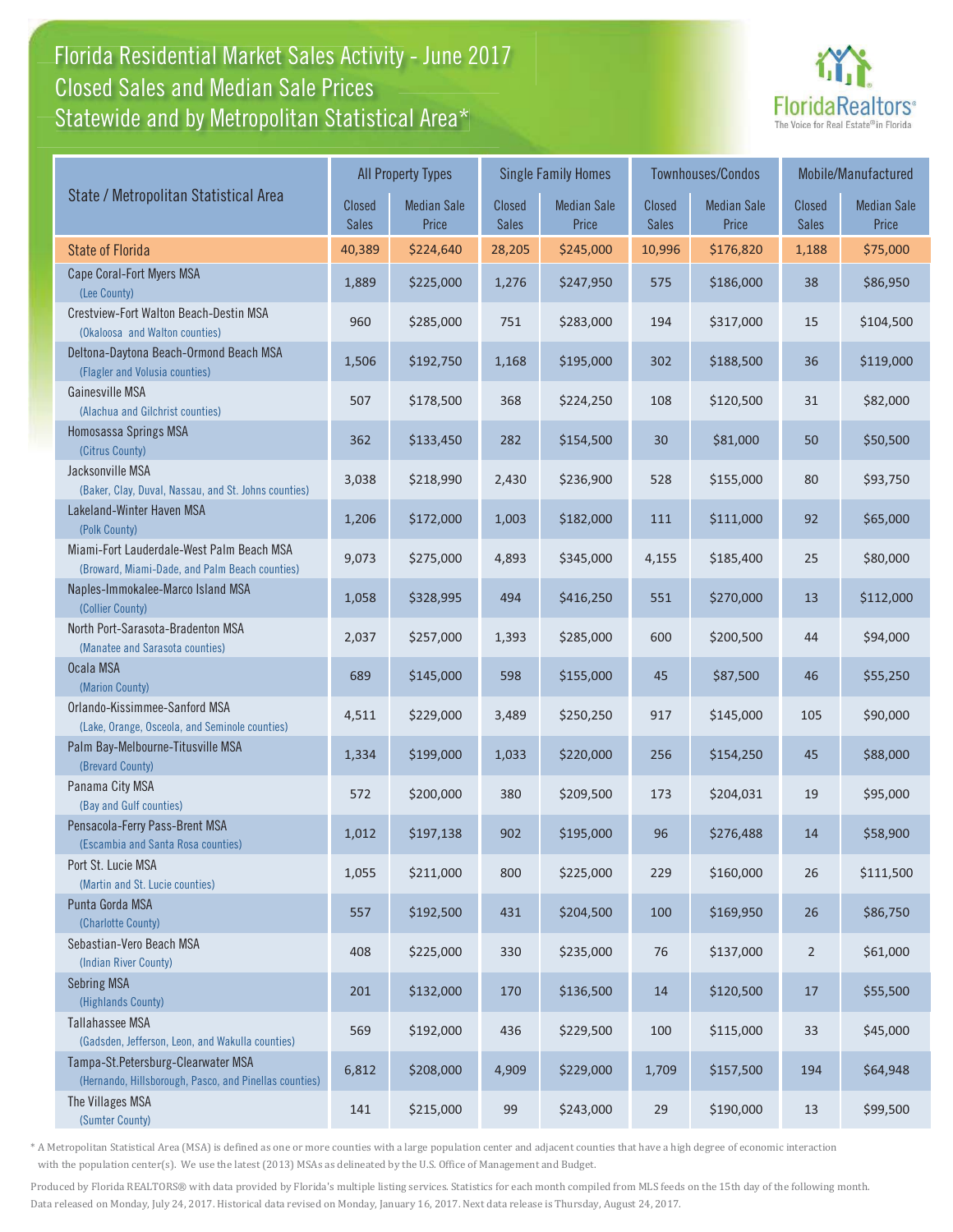# Florida Residential Market Sales Activity - June 2017
## Closed Sales and Median Sale Prices
## Statewide and by Metropolitan Statistical Area*

FloridaRealtors® The Voice for Real Estate® in Florida

| State / Metropolitan Statistical Area | All Property Types | | Single Family Homes | | Townhouses/Condos | | Mobile/Manufactured | |
|---|---|---|---|---|---|---|---|---|
| | Closed Sales | Median Sale Price | Closed Sales | Median Sale Price | Closed Sales | Median Sale Price | Closed Sales | Median Sale Price |
| State of Florida | 40,389 | $224,640 | 28,205 | $245,000 | 10,996 | $176,820 | 1,188 | $75,000 |
| Cape Coral-Fort Myers MSA (Lee County) | 1,889 | $225,000 | 1,276 | $247,950 | 575 | $186,000 | 38 | $86,950 |
| Crestview-Fort Walton Beach-Destin MSA (Okaloosa and Walton counties) | 960 | $285,000 | 751 | $283,000 | 194 | $317,000 | 15 | $104,500 |
| Deltona-Daytona Beach-Ormond Beach MSA (Flagler and Volusia counties) | 1,506 | $192,750 | 1,168 | $195,000 | 302 | $188,500 | 36 | $119,000 |
| Gainesville MSA (Alachua and Gilchrist counties) | 507 | $178,500 | 368 | $224,250 | 108 | $120,500 | 31 | $82,000 |
| Homosassa Springs MSA (Citrus County) | 362 | $133,450 | 282 | $154,500 | 30 | $81,000 | 50 | $50,500 |
| Jacksonville MSA (Baker, Clay, Duval, Nassau, and St. Johns counties) | 3,038 | $218,990 | 2,430 | $236,900 | 528 | $155,000 | 80 | $93,750 |
| Lakeland-Winter Haven MSA (Polk County) | 1,206 | $172,000 | 1,003 | $182,000 | 111 | $111,000 | 92 | $65,000 |
| Miami-Fort Lauderdale-West Palm Beach MSA (Broward, Miami-Dade, and Palm Beach counties) | 9,073 | $275,000 | 4,893 | $345,000 | 4,155 | $185,400 | 25 | $80,000 |
| Naples-Immokalee-Marco Island MSA (Collier County) | 1,058 | $328,995 | 494 | $416,250 | 551 | $270,000 | 13 | $112,000 |
| North Port-Sarasota-Bradenton MSA (Manatee and Sarasota counties) | 2,037 | $257,000 | 1,393 | $285,000 | 600 | $200,500 | 44 | $94,000 |
| Ocala MSA (Marion County) | 689 | $145,000 | 598 | $155,000 | 45 | $87,500 | 46 | $55,250 |
| Orlando-Kissimmee-Sanford MSA (Lake, Orange, Osceola, and Seminole counties) | 4,511 | $229,000 | 3,489 | $250,250 | 917 | $145,000 | 105 | $90,000 |
| Palm Bay-Melbourne-Titusville MSA (Brevard County) | 1,334 | $199,000 | 1,033 | $220,000 | 256 | $154,250 | 45 | $88,000 |
| Panama City MSA (Bay and Gulf counties) | 572 | $200,000 | 380 | $209,500 | 173 | $204,031 | 19 | $95,000 |
| Pensacola-Ferry Pass-Brent MSA (Escambia and Santa Rosa counties) | 1,012 | $197,138 | 902 | $195,000 | 96 | $276,488 | 14 | $58,900 |
| Port St. Lucie MSA (Martin and St. Lucie counties) | 1,055 | $211,000 | 800 | $225,000 | 229 | $160,000 | 26 | $111,500 |
| Punta Gorda MSA (Charlotte County) | 557 | $192,500 | 431 | $204,500 | 100 | $169,950 | 26 | $86,750 |
| Sebastian-Vero Beach MSA (Indian River County) | 408 | $225,000 | 330 | $235,000 | 76 | $137,000 | 2 | $61,000 |
| Sebring MSA (Highlands County) | 201 | $132,000 | 170 | $136,500 | 14 | $120,500 | 17 | $55,500 |
| Tallahassee MSA (Gadsden, Jefferson, Leon, and Wakulla counties) | 569 | $192,000 | 436 | $229,500 | 100 | $115,000 | 33 | $45,000 |
| Tampa-St.Petersburg-Clearwater MSA (Hernando, Hillsborough, Pasco, and Pinellas counties) | 6,812 | $208,000 | 4,909 | $229,000 | 1,709 | $157,500 | 194 | $64,948 |
| The Villages MSA (Sumter County) | 141 | $215,000 | 99 | $243,000 | 29 | $190,000 | 13 | $99,500 |

* A Metropolitan Statistical Area (MSA) is defined as one or more counties with a large population center and adjacent counties that have a high degree of economic interaction with the population center(s). We use the latest (2013) MSAs as delineated by the U.S. Office of Management and Budget.

Produced by Florida REALTORS® with data provided by Florida's multiple listing services. Statistics for each month compiled from MLS feeds on the 15th day of the following month. Data released on Monday, July 24, 2017. Historical data revised on Monday, January 16, 2017. Next data release is Thursday, August 24, 2017.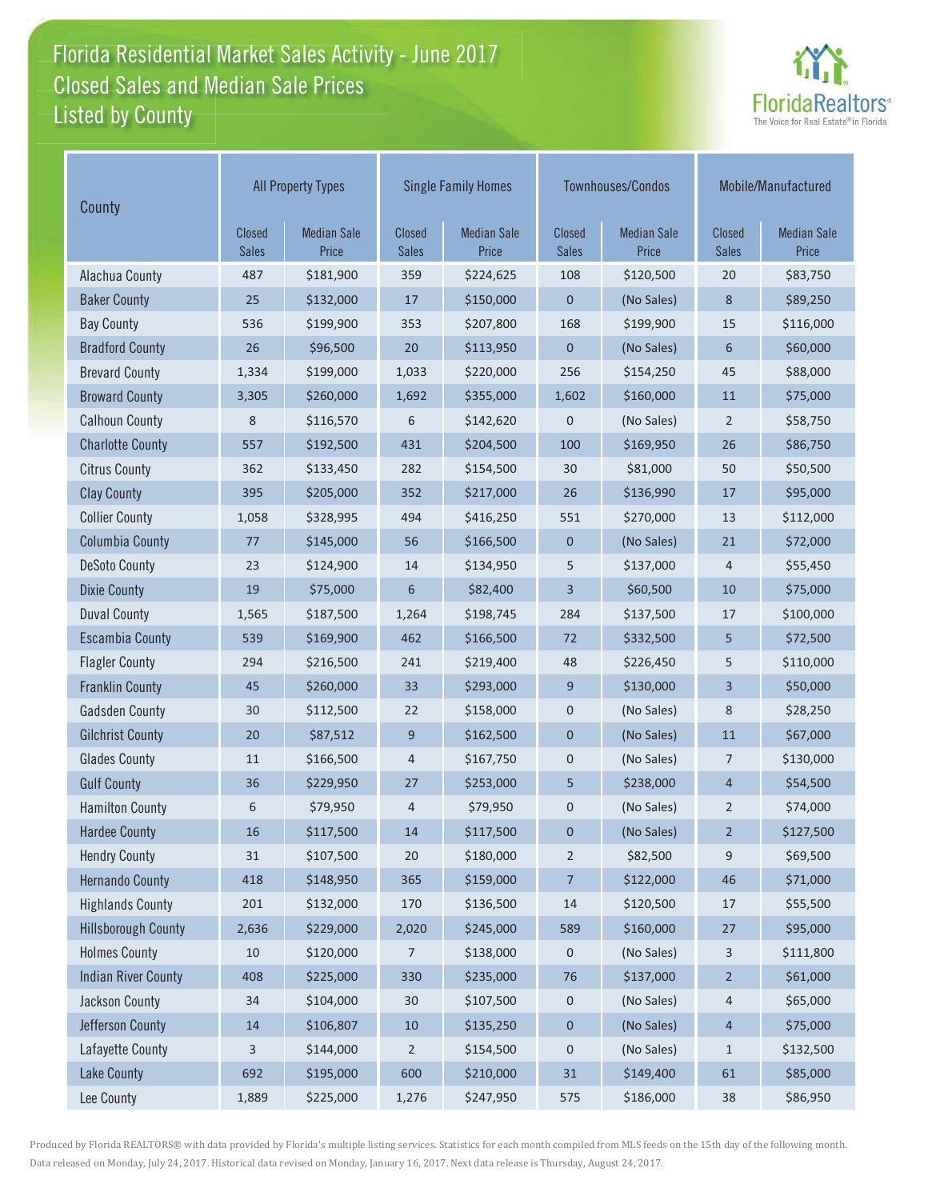# Florida Residential Market Sales Activity - June 2017
## Closed Sales and Median Sale Prices
## Listed by County

| County | All Property Types | | Single Family Homes | | Townhouses/Condos | | Mobile/Manufactured | |
|---|---|---|---|---|---|---|---|---|
| | Closed Sales | Median Sale Price | Closed Sales | Median Sale Price | Closed Sales | Median Sale Price | Closed Sales | Median Sale Price |
| Alachua County | 487 | $181,900 | 359 | $224,625 | 108 | $120,500 | 20 | $83,750 |
| Baker County | 25 | $132,000 | 17 | $150,000 | 0 | (No Sales) | 8 | $89,250 |
| Bay County | 536 | $199,900 | 353 | $207,800 | 168 | $199,900 | 15 | $116,000 |
| Bradford County | 26 | $96,500 | 20 | $113,950 | 0 | (No Sales) | 6 | $60,000 |
| Brevard County | 1,334 | $199,000 | 1,033 | $220,000 | 256 | $154,250 | 45 | $88,000 |
| Broward County | 3,305 | $260,000 | 1,692 | $355,000 | 1,602 | $160,000 | 11 | $75,000 |
| Calhoun County | 8 | $116,570 | 6 | $142,620 | 0 | (No Sales) | 2 | $58,750 |
| Charlotte County | 557 | $192,500 | 431 | $204,500 | 100 | $169,950 | 26 | $86,750 |
| Citrus County | 362 | $133,450 | 282 | $154,500 | 30 | $81,000 | 50 | $50,500 |
| Clay County | 395 | $205,000 | 352 | $217,000 | 26 | $136,990 | 17 | $95,000 |
| Collier County | 1,058 | $328,995 | 494 | $416,250 | 551 | $270,000 | 13 | $112,000 |
| Columbia County | 77 | $145,000 | 56 | $166,500 | 0 | (No Sales) | 21 | $72,000 |
| DeSoto County | 23 | $124,900 | 14 | $134,950 | 5 | $137,000 | 4 | $55,450 |
| Dixie County | 19 | $75,000 | 6 | $82,400 | 3 | $60,500 | 10 | $75,000 |
| Duval County | 1,565 | $187,500 | 1,264 | $198,745 | 284 | $137,500 | 17 | $100,000 |
| Escambia County | 539 | $169,900 | 462 | $166,500 | 72 | $332,500 | 5 | $72,500 |
| Flagler County | 294 | $216,500 | 241 | $219,400 | 48 | $226,450 | 5 | $110,000 |
| Franklin County | 45 | $260,000 | 33 | $293,000 | 9 | $130,000 | 3 | $50,000 |
| Gadsden County | 30 | $112,500 | 22 | $158,000 | 0 | (No Sales) | 8 | $28,250 |
| Gilchrist County | 20 | $87,512 | 9 | $162,500 | 0 | (No Sales) | 11 | $67,000 |
| Glades County | 11 | $166,500 | 4 | $167,750 | 0 | (No Sales) | 7 | $130,000 |
| Gulf County | 36 | $229,950 | 27 | $253,000 | 5 | $238,000 | 4 | $54,500 |
| Hamilton County | 6 | $79,950 | 4 | $79,950 | 0 | (No Sales) | 2 | $74,000 |
| Hardee County | 16 | $117,500 | 14 | $117,500 | 0 | (No Sales) | 2 | $127,500 |
| Hendry County | 31 | $107,500 | 20 | $180,000 | 2 | $82,500 | 9 | $69,500 |
| Hernando County | 418 | $148,950 | 365 | $159,000 | 7 | $122,000 | 46 | $71,000 |
| Highlands County | 201 | $132,000 | 170 | $136,500 | 14 | $120,500 | 17 | $55,500 |
| Hillsborough County | 2,636 | $229,000 | 2,020 | $245,000 | 589 | $160,000 | 27 | $95,000 |
| Holmes County | 10 | $120,000 | 7 | $138,000 | 0 | (No Sales) | 3 | $111,800 |
| Indian River County | 408 | $225,000 | 330 | $235,000 | 76 | $137,000 | 2 | $61,000 |
| Jackson County | 34 | $104,000 | 30 | $107,500 | 0 | (No Sales) | 4 | $65,000 |
| Jefferson County | 14 | $106,807 | 10 | $135,250 | 0 | (No Sales) | 4 | $75,000 |
| Lafayette County | 3 | $144,000 | 2 | $154,500 | 0 | (No Sales) | 1 | $132,500 |
| Lake County | 692 | $195,000 | 600 | $210,000 | 31 | $149,400 | 61 | $85,000 |
| Lee County | 1,889 | $225,000 | 1,276 | $247,950 | 575 | $186,000 | 38 | $86,950 |

Produced by Florida REALTORS® with data provided by Florida's multiple listing services. Statistics for each month compiled from MLS feeds on the 15th day of the following month. Data released on Monday, July 24, 2017. Historical data revised on Monday, January 16, 2017. Next data release is Thursday, August 24, 2017.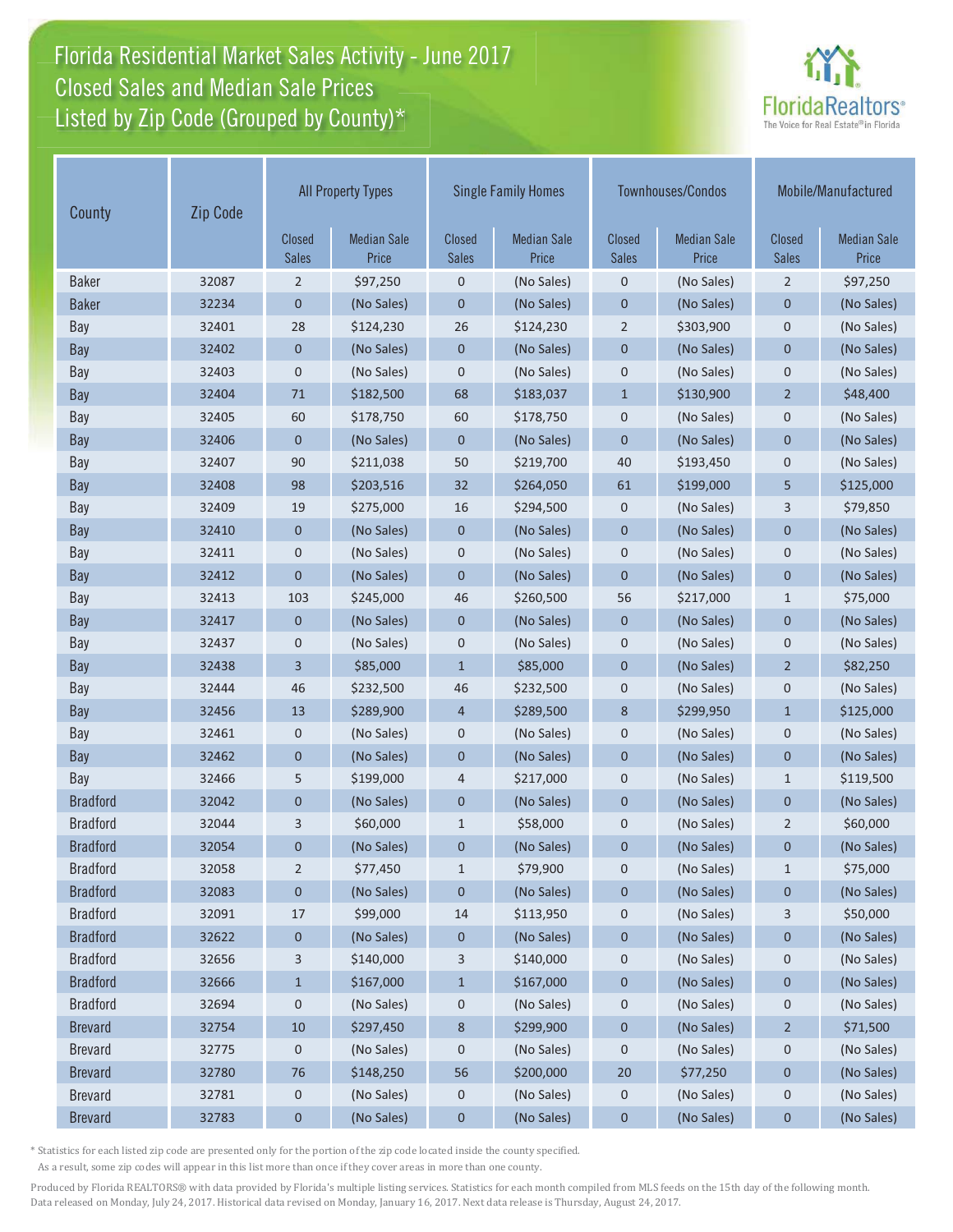# Florida Residential Market Sales Activity - June 2017
## Closed Sales and Median Sale Prices
## Listed by Zip Code (Grouped by County)*

| County | Zip Code | All Property Types | | Single Family Homes | | Townhouses/Condos | | Mobile/Manufactured | |
|---|---|---|---|---|---|---|---|---|---|
| | | Closed Sales | Median Sale Price | Closed Sales | Median Sale Price | Closed Sales | Median Sale Price | Closed Sales | Median Sale Price |
| Baker | 32087 | 2 | $97,250 | 0 | (No Sales) | 0 | (No Sales) | 2 | $97,250 |
| Baker | 32234 | 0 | (No Sales) | 0 | (No Sales) | 0 | (No Sales) | 0 | (No Sales) |
| Bay | 32401 | 28 | $124,230 | 26 | $124,230 | 2 | $303,900 | 0 | (No Sales) |
| Bay | 32402 | 0 | (No Sales) | 0 | (No Sales) | 0 | (No Sales) | 0 | (No Sales) |
| Bay | 32403 | 0 | (No Sales) | 0 | (No Sales) | 0 | (No Sales) | 0 | (No Sales) |
| Bay | 32404 | 71 | $182,500 | 68 | $183,037 | 1 | $130,900 | 2 | $48,400 |
| Bay | 32405 | 60 | $178,750 | 60 | $178,750 | 0 | (No Sales) | 0 | (No Sales) |
| Bay | 32406 | 0 | (No Sales) | 0 | (No Sales) | 0 | (No Sales) | 0 | (No Sales) |
| Bay | 32407 | 90 | $211,038 | 50 | $219,700 | 40 | $193,450 | 0 | (No Sales) |
| Bay | 32408 | 98 | $203,516 | 32 | $264,050 | 61 | $199,000 | 5 | $125,000 |
| Bay | 32409 | 19 | $275,000 | 16 | $294,500 | 0 | (No Sales) | 3 | $79,850 |
| Bay | 32410 | 0 | (No Sales) | 0 | (No Sales) | 0 | (No Sales) | 0 | (No Sales) |
| Bay | 32411 | 0 | (No Sales) | 0 | (No Sales) | 0 | (No Sales) | 0 | (No Sales) |
| Bay | 32412 | 0 | (No Sales) | 0 | (No Sales) | 0 | (No Sales) | 0 | (No Sales) |
| Bay | 32413 | 103 | $245,000 | 46 | $260,500 | 56 | $217,000 | 1 | $75,000 |
| Bay | 32417 | 0 | (No Sales) | 0 | (No Sales) | 0 | (No Sales) | 0 | (No Sales) |
| Bay | 32437 | 0 | (No Sales) | 0 | (No Sales) | 0 | (No Sales) | 0 | (No Sales) |
| Bay | 32438 | 3 | $85,000 | 1 | $85,000 | 0 | (No Sales) | 2 | $82,250 |
| Bay | 32444 | 46 | $232,500 | 46 | $232,500 | 0 | (No Sales) | 0 | (No Sales) |
| Bay | 32456 | 13 | $289,900 | 4 | $289,500 | 8 | $299,950 | 1 | $125,000 |
| Bay | 32461 | 0 | (No Sales) | 0 | (No Sales) | 0 | (No Sales) | 0 | (No Sales) |
| Bay | 32462 | 0 | (No Sales) | 0 | (No Sales) | 0 | (No Sales) | 0 | (No Sales) |
| Bay | 32466 | 5 | $199,000 | 4 | $217,000 | 0 | (No Sales) | 1 | $119,500 |
| Bradford | 32042 | 0 | (No Sales) | 0 | (No Sales) | 0 | (No Sales) | 0 | (No Sales) |
| Bradford | 32044 | 3 | $60,000 | 1 | $58,000 | 0 | (No Sales) | 2 | $60,000 |
| Bradford | 32054 | 0 | (No Sales) | 0 | (No Sales) | 0 | (No Sales) | 0 | (No Sales) |
| Bradford | 32058 | 2 | $77,450 | 1 | $79,900 | 0 | (No Sales) | 1 | $75,000 |
| Bradford | 32083 | 0 | (No Sales) | 0 | (No Sales) | 0 | (No Sales) | 0 | (No Sales) |
| Bradford | 32091 | 17 | $99,000 | 14 | $113,950 | 0 | (No Sales) | 3 | $50,000 |
| Bradford | 32622 | 0 | (No Sales) | 0 | (No Sales) | 0 | (No Sales) | 0 | (No Sales) |
| Bradford | 32656 | 3 | $140,000 | 3 | $140,000 | 0 | (No Sales) | 0 | (No Sales) |
| Bradford | 32666 | 1 | $167,000 | 1 | $167,000 | 0 | (No Sales) | 0 | (No Sales) |
| Bradford | 32694 | 0 | (No Sales) | 0 | (No Sales) | 0 | (No Sales) | 0 | (No Sales) |
| Brevard | 32754 | 10 | $297,450 | 8 | $299,900 | 0 | (No Sales) | 2 | $71,500 |
| Brevard | 32775 | 0 | (No Sales) | 0 | (No Sales) | 0 | (No Sales) | 0 | (No Sales) |
| Brevard | 32780 | 76 | $148,250 | 56 | $200,000 | 20 | $77,250 | 0 | (No Sales) |
| Brevard | 32781 | 0 | (No Sales) | 0 | (No Sales) | 0 | (No Sales) | 0 | (No Sales) |
| Brevard | 32783 | 0 | (No Sales) | 0 | (No Sales) | 0 | (No Sales) | 0 | (No Sales) |

\* Statistics for each listed zip code are presented only for the portion of the zip code located inside the county specified. As a result, some zip codes will appear in this list more than once if they cover areas in more than one county.

Produced by Florida REALTORS® with data provided by Florida's multiple listing services. Statistics for each month compiled from MLS feeds on the 15th day of the following month. Data released on Monday, July 24, 2017. Historical data revised on Monday, January 16, 2017. Next data release is Thursday, August 24, 2017.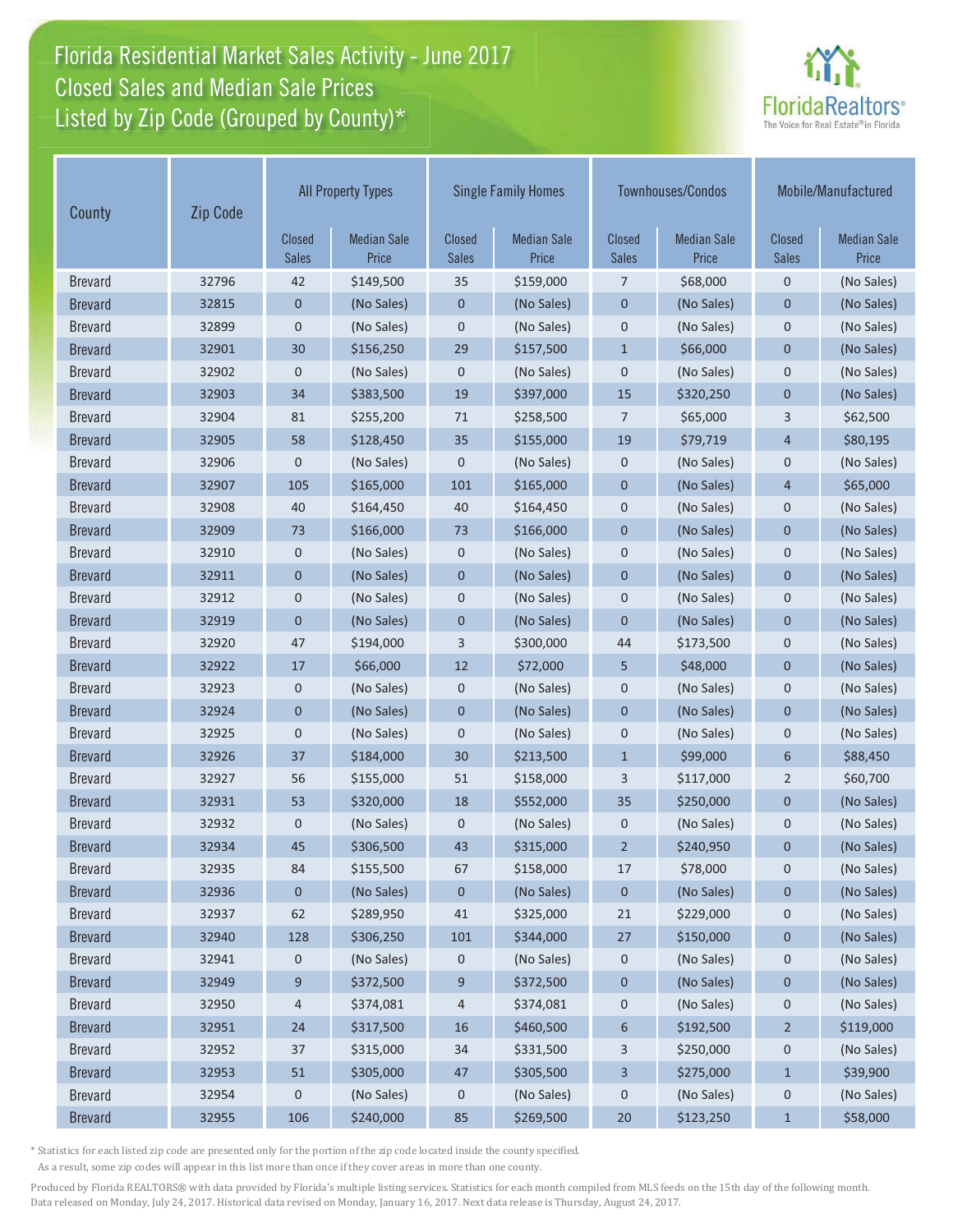# Florida Residential Market Sales Activity - June 2017
## Closed Sales and Median Sale Prices
## Listed by Zip Code (Grouped by County)*

| County | Zip Code | All Property Types | | Single Family Homes | | Townhouses/Condos | | Mobile/Manufactured | |
|---|---|---|---|---|---|---|---|---|---|
| | | Closed Sales | Median Sale Price | Closed Sales | Median Sale Price | Closed Sales | Median Sale Price | Closed Sales | Median Sale Price |
| Brevard | 32796 | 42 | $149,500 | 35 | $159,000 | 7 | $68,000 | 0 | (No Sales) |
| Brevard | 32815 | 0 | (No Sales) | 0 | (No Sales) | 0 | (No Sales) | 0 | (No Sales) |
| Brevard | 32899 | 0 | (No Sales) | 0 | (No Sales) | 0 | (No Sales) | 0 | (No Sales) |
| Brevard | 32901 | 30 | $156,250 | 29 | $157,500 | 1 | $66,000 | 0 | (No Sales) |
| Brevard | 32902 | 0 | (No Sales) | 0 | (No Sales) | 0 | (No Sales) | 0 | (No Sales) |
| Brevard | 32903 | 34 | $383,500 | 19 | $397,000 | 15 | $320,250 | 0 | (No Sales) |
| Brevard | 32904 | 81 | $255,200 | 71 | $258,500 | 7 | $65,000 | 3 | $62,500 |
| Brevard | 32905 | 58 | $128,450 | 35 | $155,000 | 19 | $79,719 | 4 | $80,195 |
| Brevard | 32906 | 0 | (No Sales) | 0 | (No Sales) | 0 | (No Sales) | 0 | (No Sales) |
| Brevard | 32907 | 105 | $165,000 | 101 | $165,000 | 0 | (No Sales) | 4 | $65,000 |
| Brevard | 32908 | 40 | $164,450 | 40 | $164,450 | 0 | (No Sales) | 0 | (No Sales) |
| Brevard | 32909 | 73 | $166,000 | 73 | $166,000 | 0 | (No Sales) | 0 | (No Sales) |
| Brevard | 32910 | 0 | (No Sales) | 0 | (No Sales) | 0 | (No Sales) | 0 | (No Sales) |
| Brevard | 32911 | 0 | (No Sales) | 0 | (No Sales) | 0 | (No Sales) | 0 | (No Sales) |
| Brevard | 32912 | 0 | (No Sales) | 0 | (No Sales) | 0 | (No Sales) | 0 | (No Sales) |
| Brevard | 32919 | 0 | (No Sales) | 0 | (No Sales) | 0 | (No Sales) | 0 | (No Sales) |
| Brevard | 32920 | 47 | $194,000 | 3 | $300,000 | 44 | $173,500 | 0 | (No Sales) |
| Brevard | 32922 | 17 | $66,000 | 12 | $72,000 | 5 | $48,000 | 0 | (No Sales) |
| Brevard | 32923 | 0 | (No Sales) | 0 | (No Sales) | 0 | (No Sales) | 0 | (No Sales) |
| Brevard | 32924 | 0 | (No Sales) | 0 | (No Sales) | 0 | (No Sales) | 0 | (No Sales) |
| Brevard | 32925 | 0 | (No Sales) | 0 | (No Sales) | 0 | (No Sales) | 0 | (No Sales) |
| Brevard | 32926 | 37 | $184,000 | 30 | $213,500 | 1 | $99,000 | 6 | $88,450 |
| Brevard | 32927 | 56 | $155,000 | 51 | $158,000 | 3 | $117,000 | 2 | $60,700 |
| Brevard | 32931 | 53 | $320,000 | 18 | $552,000 | 35 | $250,000 | 0 | (No Sales) |
| Brevard | 32932 | 0 | (No Sales) | 0 | (No Sales) | 0 | (No Sales) | 0 | (No Sales) |
| Brevard | 32934 | 45 | $306,500 | 43 | $315,000 | 2 | $240,950 | 0 | (No Sales) |
| Brevard | 32935 | 84 | $155,500 | 67 | $158,000 | 17 | $78,000 | 0 | (No Sales) |
| Brevard | 32936 | 0 | (No Sales) | 0 | (No Sales) | 0 | (No Sales) | 0 | (No Sales) |
| Brevard | 32937 | 62 | $289,950 | 41 | $325,000 | 21 | $229,000 | 0 | (No Sales) |
| Brevard | 32940 | 128 | $306,250 | 101 | $344,000 | 27 | $150,000 | 0 | (No Sales) |
| Brevard | 32941 | 0 | (No Sales) | 0 | (No Sales) | 0 | (No Sales) | 0 | (No Sales) |
| Brevard | 32949 | 9 | $372,500 | 9 | $372,500 | 0 | (No Sales) | 0 | (No Sales) |
| Brevard | 32950 | 4 | $374,081 | 4 | $374,081 | 0 | (No Sales) | 0 | (No Sales) |
| Brevard | 32951 | 24 | $317,500 | 16 | $460,500 | 6 | $192,500 | 2 | $119,000 |
| Brevard | 32952 | 37 | $315,000 | 34 | $331,500 | 3 | $250,000 | 0 | (No Sales) |
| Brevard | 32953 | 51 | $305,000 | 47 | $305,500 | 3 | $275,000 | 1 | $39,900 |
| Brevard | 32954 | 0 | (No Sales) | 0 | (No Sales) | 0 | (No Sales) | 0 | (No Sales) |
| Brevard | 32955 | 106 | $240,000 | 85 | $269,500 | 20 | $123,250 | 1 | $58,000 |

* Statistics for each listed zip code are presented only for the portion of the zip code located inside the county specified.
As a result, some zip codes will appear in this list more than once if they cover areas in more than one county.

Produced by Florida REALTORS® with data provided by Florida's multiple listing services. Statistics for each month compiled from MLS feeds on the 15th day of the following month.
Data released on Monday, July 24, 2017. Historical data revised on Monday, January 16, 2017. Next data release is Thursday, August 24, 2017.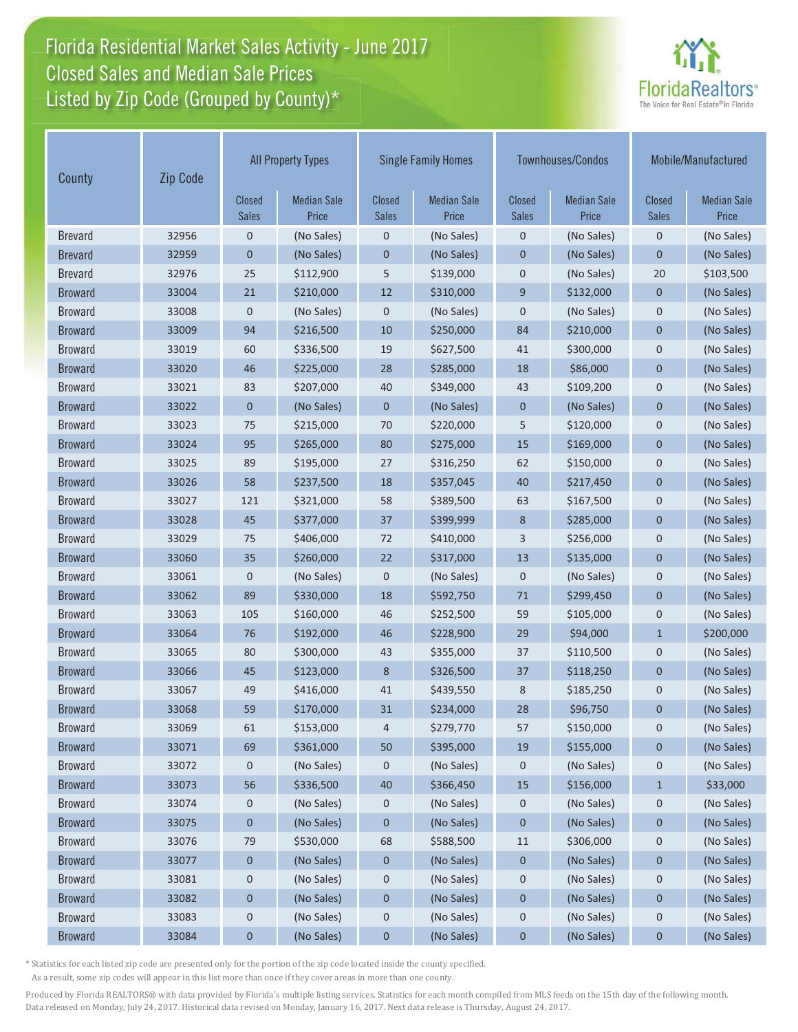# Florida Residential Market Sales Activity - June 2017
## Closed Sales and Median Sale Prices
## Listed by Zip Code (Grouped by County)*

| County | Zip Code | All Property Types | | Single Family Homes | | Townhouses/Condos | | Mobile/Manufactured | |
|---|---|---|---|---|---|---|---|---|---|
| | | Closed Sales | Median Sale Price | Closed Sales | Median Sale Price | Closed Sales | Median Sale Price | Closed Sales | Median Sale Price |
| Brevard | 32956 | 0 | (No Sales) | 0 | (No Sales) | 0 | (No Sales) | 0 | (No Sales) |
| Brevard | 32959 | 0 | (No Sales) | 0 | (No Sales) | 0 | (No Sales) | 0 | (No Sales) |
| Brevard | 32976 | 25 | $112,900 | 5 | $139,000 | 0 | (No Sales) | 20 | $103,500 |
| Broward | 33004 | 21 | $210,000 | 12 | $310,000 | 9 | $132,000 | 0 | (No Sales) |
| Broward | 33008 | 0 | (No Sales) | 0 | (No Sales) | 0 | (No Sales) | 0 | (No Sales) |
| Broward | 33009 | 94 | $216,500 | 10 | $250,000 | 84 | $210,000 | 0 | (No Sales) |
| Broward | 33019 | 60 | $336,500 | 19 | $627,500 | 41 | $300,000 | 0 | (No Sales) |
| Broward | 33020 | 46 | $225,000 | 28 | $285,000 | 18 | $86,000 | 0 | (No Sales) |
| Broward | 33021 | 83 | $207,000 | 40 | $349,000 | 43 | $109,200 | 0 | (No Sales) |
| Broward | 33022 | 0 | (No Sales) | 0 | (No Sales) | 0 | (No Sales) | 0 | (No Sales) |
| Broward | 33023 | 75 | $215,000 | 70 | $220,000 | 5 | $120,000 | 0 | (No Sales) |
| Broward | 33024 | 95 | $265,000 | 80 | $275,000 | 15 | $169,000 | 0 | (No Sales) |
| Broward | 33025 | 89 | $195,000 | 27 | $316,250 | 62 | $150,000 | 0 | (No Sales) |
| Broward | 33026 | 58 | $237,500 | 18 | $357,045 | 40 | $217,450 | 0 | (No Sales) |
| Broward | 33027 | 121 | $321,000 | 58 | $389,500 | 63 | $167,500 | 0 | (No Sales) |
| Broward | 33028 | 45 | $377,000 | 37 | $399,999 | 8 | $285,000 | 0 | (No Sales) |
| Broward | 33029 | 75 | $406,000 | 72 | $410,000 | 3 | $256,000 | 0 | (No Sales) |
| Broward | 33060 | 35 | $260,000 | 22 | $317,000 | 13 | $135,000 | 0 | (No Sales) |
| Broward | 33061 | 0 | (No Sales) | 0 | (No Sales) | 0 | (No Sales) | 0 | (No Sales) |
| Broward | 33062 | 89 | $330,000 | 18 | $592,750 | 71 | $299,450 | 0 | (No Sales) |
| Broward | 33063 | 105 | $160,000 | 46 | $252,500 | 59 | $105,000 | 0 | (No Sales) |
| Broward | 33064 | 76 | $192,000 | 46 | $228,900 | 29 | $94,000 | 1 | $200,000 |
| Broward | 33065 | 80 | $300,000 | 43 | $355,000 | 37 | $110,500 | 0 | (No Sales) |
| Broward | 33066 | 45 | $123,000 | 8 | $326,500 | 37 | $118,250 | 0 | (No Sales) |
| Broward | 33067 | 49 | $416,000 | 41 | $439,550 | 8 | $185,250 | 0 | (No Sales) |
| Broward | 33068 | 59 | $170,000 | 31 | $234,000 | 28 | $96,750 | 0 | (No Sales) |
| Broward | 33069 | 61 | $153,000 | 4 | $279,770 | 57 | $150,000 | 0 | (No Sales) |
| Broward | 33071 | 69 | $361,000 | 50 | $395,000 | 19 | $155,000 | 0 | (No Sales) |
| Broward | 33072 | 0 | (No Sales) | 0 | (No Sales) | 0 | (No Sales) | 0 | (No Sales) |
| Broward | 33073 | 56 | $336,500 | 40 | $366,450 | 15 | $156,000 | 1 | $33,000 |
| Broward | 33074 | 0 | (No Sales) | 0 | (No Sales) | 0 | (No Sales) | 0 | (No Sales) |
| Broward | 33075 | 0 | (No Sales) | 0 | (No Sales) | 0 | (No Sales) | 0 | (No Sales) |
| Broward | 33076 | 79 | $530,000 | 68 | $588,500 | 11 | $306,000 | 0 | (No Sales) |
| Broward | 33077 | 0 | (No Sales) | 0 | (No Sales) | 0 | (No Sales) | 0 | (No Sales) |
| Broward | 33081 | 0 | (No Sales) | 0 | (No Sales) | 0 | (No Sales) | 0 | (No Sales) |
| Broward | 33082 | 0 | (No Sales) | 0 | (No Sales) | 0 | (No Sales) | 0 | (No Sales) |
| Broward | 33083 | 0 | (No Sales) | 0 | (No Sales) | 0 | (No Sales) | 0 | (No Sales) |
| Broward | 33084 | 0 | (No Sales) | 0 | (No Sales) | 0 | (No Sales) | 0 | (No Sales) |

* Statistics for each listed zip code are presented only for the portion of the zip code located inside the county specified.
As a result, some zip codes will appear in this list more than once if they cover areas in more than one county.

Produced by Florida REALTORS® with data provided by Florida's multiple listing services. Statistics for each month compiled from MLS feeds on the 15th day of the following month.
Data released on Monday, July 24, 2017. Historical data revised on Monday, January 16, 2017. Next data release is Thursday, August 24, 2017.